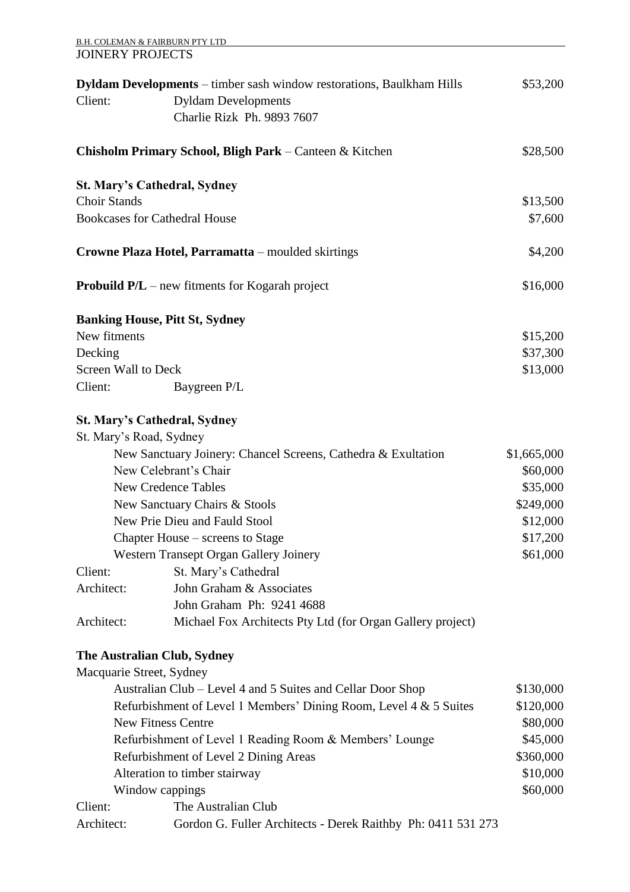B.H. COLEMAN & FAIRBURN PTY LTD

# JOINERY PROJECTS

**Dyldam Developments** – timber sash window restorations, Baulkham Hills — $53,200

Client: Dyldam Developments
Charlie Rizk Ph. 9893 7607

**Chisholm Primary School, Bligh Park** – Canteen & Kitchen — $28,500

**St. Mary's Cathedral, Sydney**

| | |
|---|---|
| Choir Stands | $13,500 |
| Bookcases for Cathedral House | $7,600 |

**Crowne Plaza Hotel, Parramatta** – moulded skirtings — $4,200

**Probuild P/L** – new fitments for Kogarah project — $16,000

**Banking House, Pitt St, Sydney**

| | |
|---|---|
| New fitments | $15,200 |
| Decking | $37,300 |
| Screen Wall to Deck | $13,000 |

Client: Baygreen P/L

**St. Mary's Cathedral, Sydney**

St. Mary's Road, Sydney

| | |
|---|---|
| New Sanctuary Joinery: Chancel Screens, Cathedra & Exultation | $1,665,000 |
| New Celebrant's Chair | $60,000 |
| New Credence Tables | $35,000 |
| New Sanctuary Chairs & Stools | $249,000 |
| New Prie Dieu and Fauld Stool | $12,000 |
| Chapter House – screens to Stage | $17,200 |
| Western Transept Organ Gallery Joinery | $61,000 |

Client: St. Mary's Cathedral
Architect: John Graham & Associates
John Graham Ph: 9241 4688
Architect: Michael Fox Architects Pty Ltd (for Organ Gallery project)

**The Australian Club, Sydney**

Macquarie Street, Sydney

| | |
|---|---|
| Australian Club – Level 4 and 5 Suites and Cellar Door Shop | $130,000 |
| Refurbishment of Level 1 Members' Dining Room, Level 4 & 5 Suites | $120,000 |
| New Fitness Centre | $80,000 |
| Refurbishment of Level 1 Reading Room & Members' Lounge | $45,000 |
| Refurbishment of Level 2 Dining Areas | $360,000 |
| Alteration to timber stairway | $10,000 |
| Window cappings | $60,000 |

Client: The Australian Club
Architect: Gordon G. Fuller Architects - Derek Raithby Ph: 0411 531 273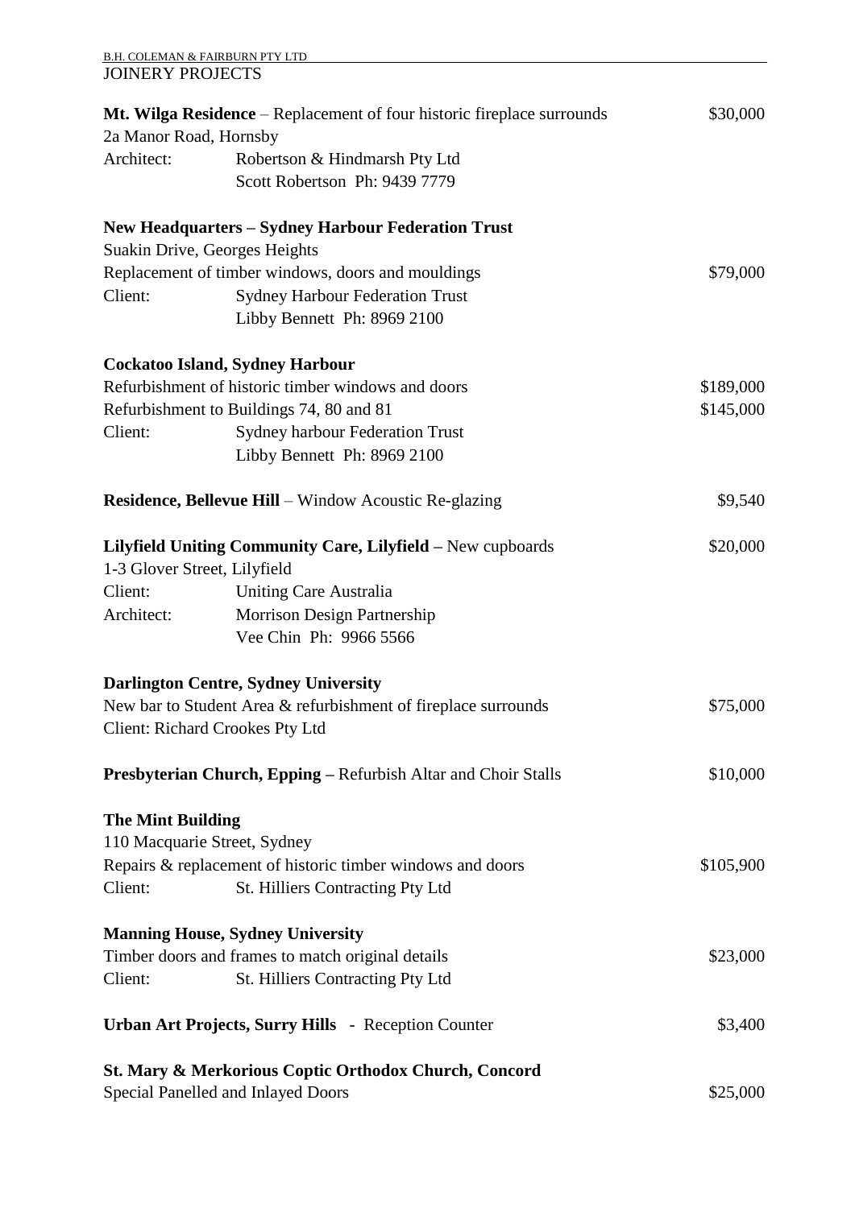JOINERY PROJECTS

**Mt. Wilga Residence** – Replacement of four historic fireplace surrounds — $30,000
2a Manor Road, Hornsby
Architect: Robertson & Hindmarsh Pty Ltd
Scott Robertson Ph: 9439 7779

**New Headquarters – Sydney Harbour Federation Trust**
Suakin Drive, Georges Heights
Replacement of timber windows, doors and mouldings — $79,000
Client: Sydney Harbour Federation Trust
Libby Bennett Ph: 8969 2100

**Cockatoo Island, Sydney Harbour**
Refurbishment of historic timber windows and doors — $189,000
Refurbishment to Buildings 74, 80 and 81 — $145,000
Client: Sydney harbour Federation Trust
Libby Bennett Ph: 8969 2100

**Residence, Bellevue Hill** – Window Acoustic Re-glazing — $9,540

**Lilyfield Uniting Community Care, Lilyfield –** New cupboards — $20,000
1-3 Glover Street, Lilyfield
Client: Uniting Care Australia
Architect: Morrison Design Partnership
Vee Chin Ph: 9966 5566

**Darlington Centre, Sydney University**
New bar to Student Area & refurbishment of fireplace surrounds — $75,000
Client: Richard Crookes Pty Ltd

**Presbyterian Church, Epping –** Refurbish Altar and Choir Stalls — $10,000

**The Mint Building**
110 Macquarie Street, Sydney
Repairs & replacement of historic timber windows and doors — $105,900
Client: St. Hilliers Contracting Pty Ltd

**Manning House, Sydney University**
Timber doors and frames to match original details — $23,000
Client: St. Hilliers Contracting Pty Ltd

**Urban Art Projects, Surry Hills** - Reception Counter — $3,400

**St. Mary & Merkorious Coptic Orthodox Church, Concord**
Special Panelled and Inlayed Doors — $25,000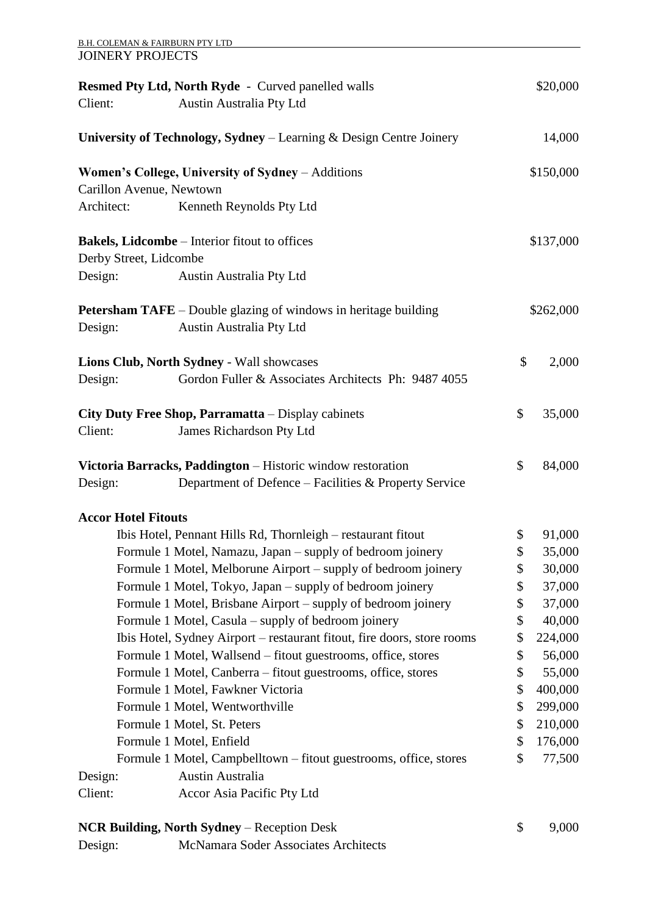JOINERY PROJECTS

**Resmed Pty Ltd, North Ryde** - Curved panelled walls $20,000
Client: Austin Australia Pty Ltd

**University of Technology, Sydney** – Learning & Design Centre Joinery 14,000

**Women's College, University of Sydney** – Additions $150,000
Carillon Avenue, Newtown
Architect: Kenneth Reynolds Pty Ltd

**Bakels, Lidcombe** – Interior fitout to offices $137,000
Derby Street, Lidcombe
Design: Austin Australia Pty Ltd

**Petersham TAFE** – Double glazing of windows in heritage building $262,000
Design: Austin Australia Pty Ltd

**Lions Club, North Sydney** - Wall showcases $ 2,000
Design: Gordon Fuller & Associates Architects Ph: 9487 4055

**City Duty Free Shop, Parramatta** – Display cabinets $ 35,000
Client: James Richardson Pty Ltd

**Victoria Barracks, Paddington** – Historic window restoration $ 84,000
Design: Department of Defence – Facilities & Property Service

**Accor Hotel Fitouts**

| Project | Value |
|---|---|
| Ibis Hotel, Pennant Hills Rd, Thornleigh – restaurant fitout | $ 91,000 |
| Formule 1 Motel, Namazu, Japan – supply of bedroom joinery | $ 35,000 |
| Formule 1 Motel, Melborune Airport – supply of bedroom joinery | $ 30,000 |
| Formule 1 Motel, Tokyo, Japan – supply of bedroom joinery | $ 37,000 |
| Formule 1 Motel, Brisbane Airport – supply of bedroom joinery | $ 37,000 |
| Formule 1 Motel, Casula – supply of bedroom joinery | $ 40,000 |
| Ibis Hotel, Sydney Airport – restaurant fitout, fire doors, store rooms | $ 224,000 |
| Formule 1 Motel, Wallsend – fitout guestrooms, office, stores | $ 56,000 |
| Formule 1 Motel, Canberra – fitout guestrooms, office, stores | $ 55,000 |
| Formule 1 Motel, Fawkner Victoria | $ 400,000 |
| Formule 1 Motel, Wentworthville | $ 299,000 |
| Formule 1 Motel, St. Peters | $ 210,000 |
| Formule 1 Motel, Enfield | $ 176,000 |
| Formule 1 Motel, Campbelltown – fitout guestrooms, office, stores | $ 77,500 |

Design: Austin Australia
Client: Accor Asia Pacific Pty Ltd

**NCR Building, North Sydney** – Reception Desk $ 9,000
Design: McNamara Soder Associates Architects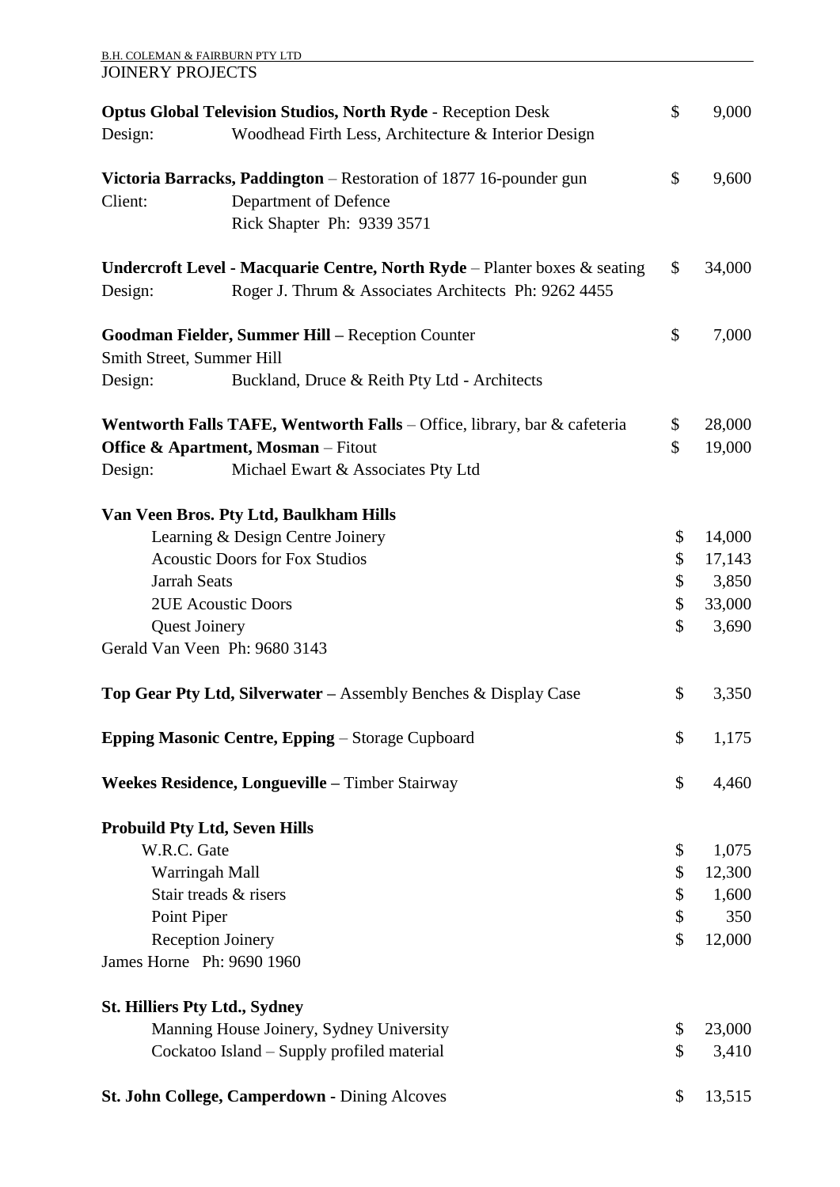B.H. COLEMAN & FAIRBURN PTY LTD
JOINERY PROJECTS

**Optus Global Television Studios, North Ryde** - Reception Desk $ 9,000
Design: Woodhead Firth Less, Architecture & Interior Design

**Victoria Barracks, Paddington** – Restoration of 1877 16-pounder gun $ 9,600
Client: Department of Defence
Rick Shapter Ph: 9339 3571

**Undercroft Level - Macquarie Centre, North Ryde** – Planter boxes & seating $ 34,000
Design: Roger J. Thrum & Associates Architects Ph: 9262 4455

**Goodman Fielder, Summer Hill –** Reception Counter $ 7,000
Smith Street, Summer Hill
Design: Buckland, Druce & Reith Pty Ltd - Architects

**Wentworth Falls TAFE, Wentworth Falls** – Office, library, bar & cafeteria $ 28,000
**Office & Apartment, Mosman** – Fitout $ 19,000
Design: Michael Ewart & Associates Pty Ltd

**Van Veen Bros. Pty Ltd, Baulkham Hills**

| | | |
|---|---|---|
| Learning & Design Centre Joinery | $ | 14,000 |
| Acoustic Doors for Fox Studios | $ | 17,143 |
| Jarrah Seats | $ | 3,850 |
| 2UE Acoustic Doors | $ | 33,000 |
| Quest Joinery | $ | 3,690 |

Gerald Van Veen Ph: 9680 3143

**Top Gear Pty Ltd, Silverwater –** Assembly Benches & Display Case $ 3,350

**Epping Masonic Centre, Epping** – Storage Cupboard $ 1,175

**Weekes Residence, Longueville –** Timber Stairway $ 4,460

**Probuild Pty Ltd, Seven Hills**

| | | |
|---|---|---|
| W.R.C. Gate | $ | 1,075 |
| Warringah Mall | $ | 12,300 |
| Stair treads & risers | $ | 1,600 |
| Point Piper | $ | 350 |
| Reception Joinery | $ | 12,000 |

James Horne Ph: 9690 1960

**St. Hilliers Pty Ltd., Sydney**

| | | |
|---|---|---|
| Manning House Joinery, Sydney University | $ | 23,000 |
| Cockatoo Island – Supply profiled material | $ | 3,410 |

**St. John College, Camperdown -** Dining Alcoves $ 13,515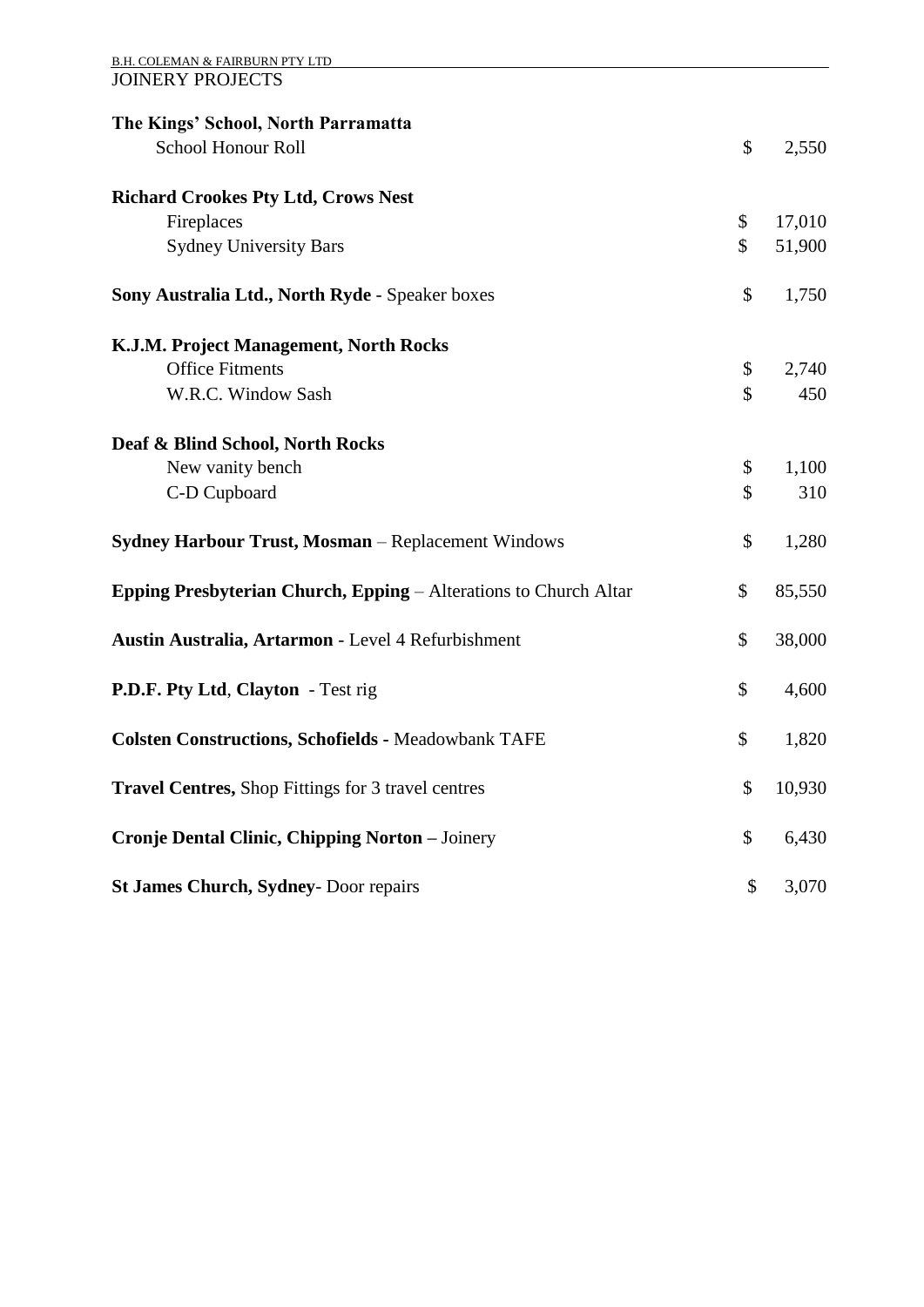B.H. COLEMAN & FAIRBURN PTY LTD

JOINERY PROJECTS

| | | |
|---|---|---|
| **The Kings' School, North Parramatta** | | |
| School Honour Roll | $ | 2,550 |
| **Richard Crookes Pty Ltd, Crows Nest** | | |
| Fireplaces | $ | 17,010 |
| Sydney University Bars | $ | 51,900 |
| **Sony Australia Ltd., North Ryde** - Speaker boxes | $ | 1,750 |
| **K.J.M. Project Management, North Rocks** | | |
| Office Fitments | $ | 2,740 |
| W.R.C. Window Sash | $ | 450 |
| **Deaf & Blind School, North Rocks** | | |
| New vanity bench | $ | 1,100 |
| C-D Cupboard | $ | 310 |
| **Sydney Harbour Trust, Mosman** – Replacement Windows | $ | 1,280 |
| **Epping Presbyterian Church, Epping** – Alterations to Church Altar | $ | 85,550 |
| **Austin Australia, Artarmon** - Level 4 Refurbishment | $ | 38,000 |
| **P.D.F. Pty Ltd**, **Clayton** - Test rig | $ | 4,600 |
| **Colsten Constructions, Schofields** - Meadowbank TAFE | $ | 1,820 |
| **Travel Centres,** Shop Fittings for 3 travel centres | $ | 10,930 |
| **Cronje Dental Clinic, Chipping Norton** – Joinery | $ | 6,430 |
| **St James Church, Sydney**- Door repairs | $ | 3,070 |